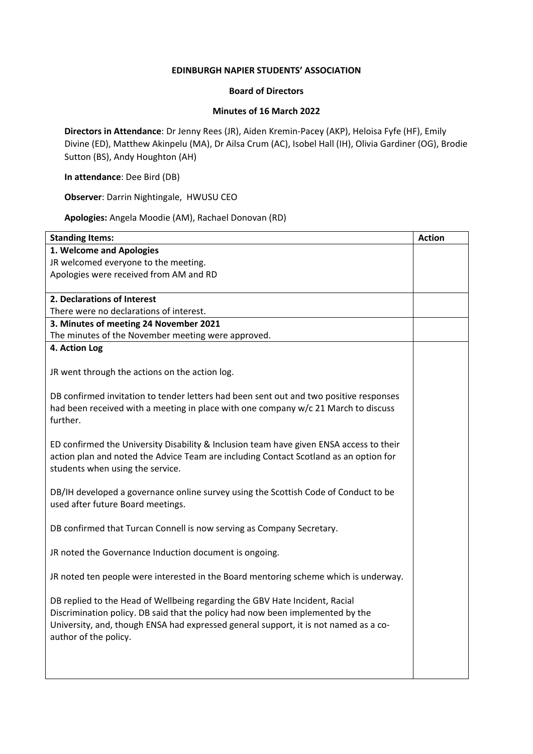**EDINBURGH NAPIER STUDENTS' ASSOCIATION**

**Board of Directors**

**Minutes of 16 March 2022**

**Directors in Attendance**: Dr Jenny Rees (JR), Aiden Kremin-Pacey (AKP), Heloisa Fyfe (HF), Emily Divine (ED), Matthew Akinpelu (MA), Dr Ailsa Crum (AC), Isobel Hall (IH), Olivia Gardiner (OG), Brodie Sutton (BS), Andy Houghton (AH)

**In attendance**: Dee Bird (DB)

**Observer**: Darrin Nightingale, HWUSU CEO

**Apologies:** Angela Moodie (AM), Rachael Donovan (RD)

| Standing Items: | Action |
|---|---|
| **1. Welcome and Apologies**<br>JR welcomed everyone to the meeting.<br>Apologies were received from AM and RD | |
| **2. Declarations of Interest**<br>There were no declarations of interest. | |
| **3. Minutes of meeting 24 November 2021**<br>The minutes of the November meeting were approved. | |
| **4. Action Log**<br><br>JR went through the actions on the action log.<br><br>DB confirmed invitation to tender letters had been sent out and two positive responses had been received with a meeting in place with one company w/c 21 March to discuss further.<br><br>ED confirmed the University Disability & Inclusion team have given ENSA access to their action plan and noted the Advice Team are including Contact Scotland as an option for students when using the service.<br><br>DB/IH developed a governance online survey using the Scottish Code of Conduct to be used after future Board meetings.<br><br>DB confirmed that Turcan Connell is now serving as Company Secretary.<br><br>JR noted the Governance Induction document is ongoing.<br><br>JR noted ten people were interested in the Board mentoring scheme which is underway.<br><br>DB replied to the Head of Wellbeing regarding the GBV Hate Incident, Racial Discrimination policy. DB said that the policy had now been implemented by the University, and, though ENSA had expressed general support, it is not named as a co-author of the policy. | |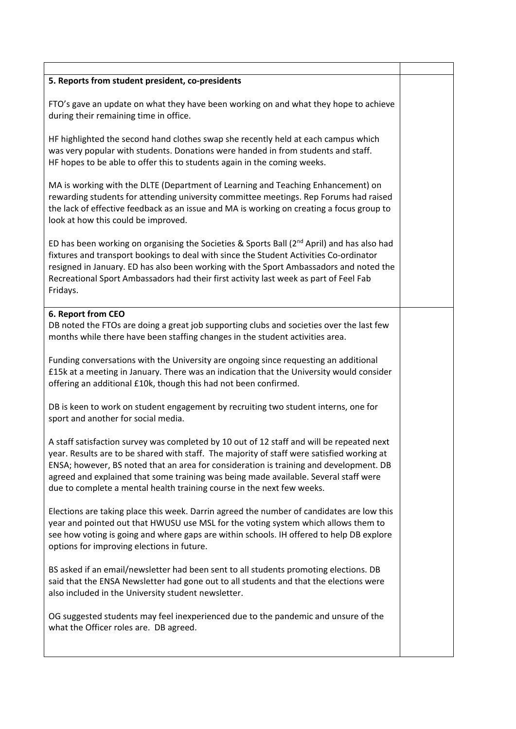**5. Reports from student president, co-presidents**

FTO's gave an update on what they have been working on and what they hope to achieve during their remaining time in office.

HF highlighted the second hand clothes swap she recently held at each campus which was very popular with students. Donations were handed in from students and staff. HF hopes to be able to offer this to students again in the coming weeks.

MA is working with the DLTE (Department of Learning and Teaching Enhancement) on rewarding students for attending university committee meetings. Rep Forums had raised the lack of effective feedback as an issue and MA is working on creating a focus group to look at how this could be improved.

ED has been working on organising the Societies & Sports Ball (2nd April) and has also had fixtures and transport bookings to deal with since the Student Activities Co-ordinator resigned in January. ED has also been working with the Sport Ambassadors and noted the Recreational Sport Ambassadors had their first activity last week as part of Feel Fab Fridays.

**6. Report from CEO**

DB noted the FTOs are doing a great job supporting clubs and societies over the last few months while there have been staffing changes in the student activities area.

Funding conversations with the University are ongoing since requesting an additional £15k at a meeting in January. There was an indication that the University would consider offering an additional £10k, though this had not been confirmed.

DB is keen to work on student engagement by recruiting two student interns, one for sport and another for social media.

A staff satisfaction survey was completed by 10 out of 12 staff and will be repeated next year. Results are to be shared with staff. The majority of staff were satisfied working at ENSA; however, BS noted that an area for consideration is training and development. DB agreed and explained that some training was being made available. Several staff were due to complete a mental health training course in the next few weeks.

Elections are taking place this week. Darrin agreed the number of candidates are low this year and pointed out that HWUSU use MSL for the voting system which allows them to see how voting is going and where gaps are within schools. IH offered to help DB explore options for improving elections in future.

BS asked if an email/newsletter had been sent to all students promoting elections. DB said that the ENSA Newsletter had gone out to all students and that the elections were also included in the University student newsletter.

OG suggested students may feel inexperienced due to the pandemic and unsure of the what the Officer roles are. DB agreed.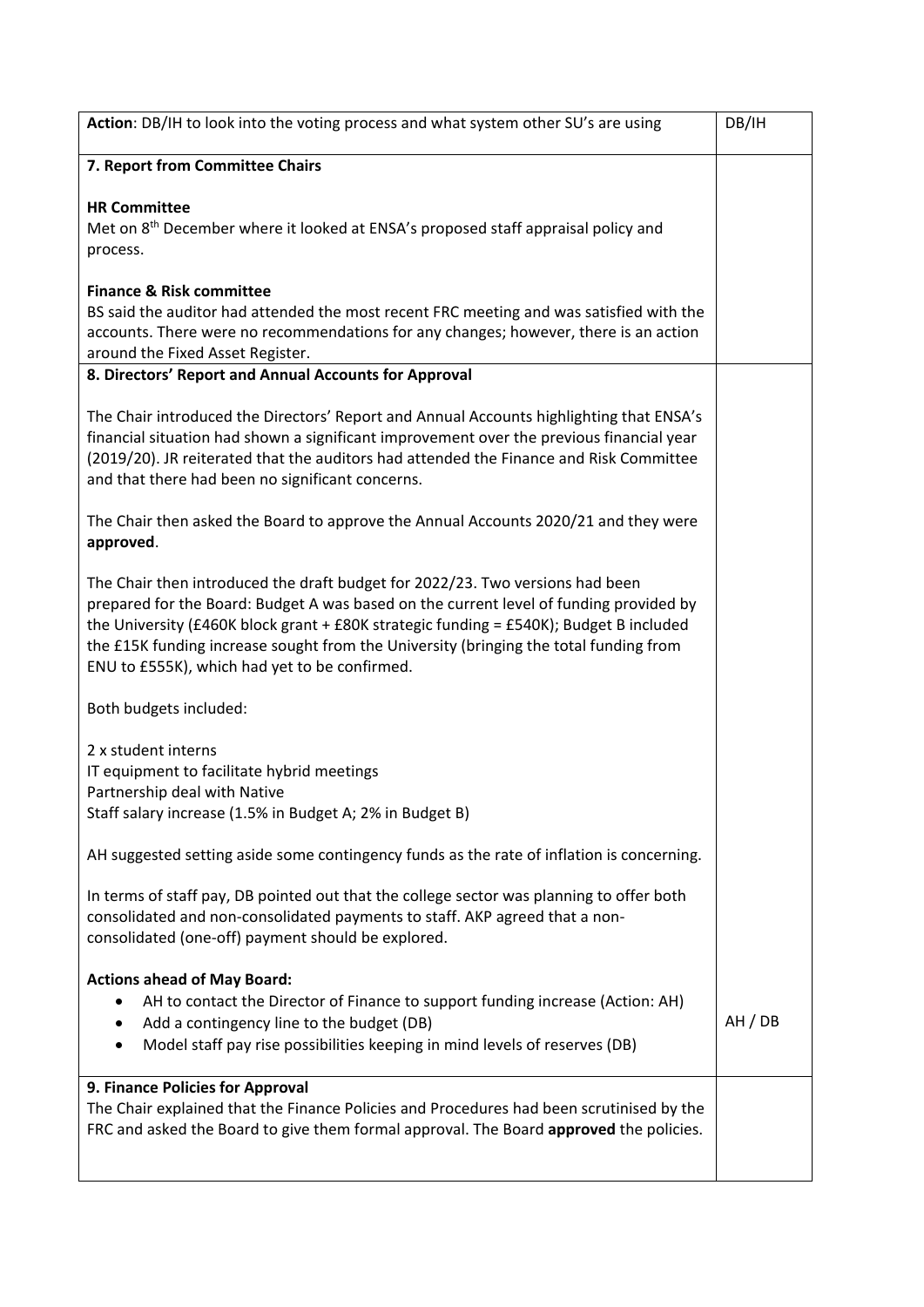| | |
|---|---|
| **Action**: DB/IH to look into the voting process and what system other SU's are using | DB/IH |
| **7. Report from Committee Chairs**<br><br>**HR Committee**<br>Met on 8th December where it looked at ENSA's proposed staff appraisal policy and process.<br><br>**Finance & Risk committee**<br>BS said the auditor had attended the most recent FRC meeting and was satisfied with the accounts. There were no recommendations for any changes; however, there is an action around the Fixed Asset Register. | |
| **8. Directors' Report and Annual Accounts for Approval**<br><br>The Chair introduced the Directors' Report and Annual Accounts highlighting that ENSA's financial situation had shown a significant improvement over the previous financial year (2019/20). JR reiterated that the auditors had attended the Finance and Risk Committee and that there had been no significant concerns.<br><br>The Chair then asked the Board to approve the Annual Accounts 2020/21 and they were **approved**.<br><br>The Chair then introduced the draft budget for 2022/23. Two versions had been prepared for the Board: Budget A was based on the current level of funding provided by the University (£460K block grant + £80K strategic funding = £540K); Budget B included the £15K funding increase sought from the University (bringing the total funding from ENU to £555K), which had yet to be confirmed.<br><br>Both budgets included:<br><br>2 x student interns<br>IT equipment to facilitate hybrid meetings<br>Partnership deal with Native<br>Staff salary increase (1.5% in Budget A; 2% in Budget B)<br><br>AH suggested setting aside some contingency funds as the rate of inflation is concerning.<br><br>In terms of staff pay, DB pointed out that the college sector was planning to offer both consolidated and non-consolidated payments to staff. AKP agreed that a non-consolidated (one-off) payment should be explored.<br><br>**Actions ahead of May Board:**<br>• AH to contact the Director of Finance to support funding increase (Action: AH)<br>• Add a contingency line to the budget (DB)<br>• Model staff pay rise possibilities keeping in mind levels of reserves (DB) | AH / DB |
| **9. Finance Policies for Approval**<br>The Chair explained that the Finance Policies and Procedures had been scrutinised by the FRC and asked the Board to give them formal approval. The Board **approved** the policies. | |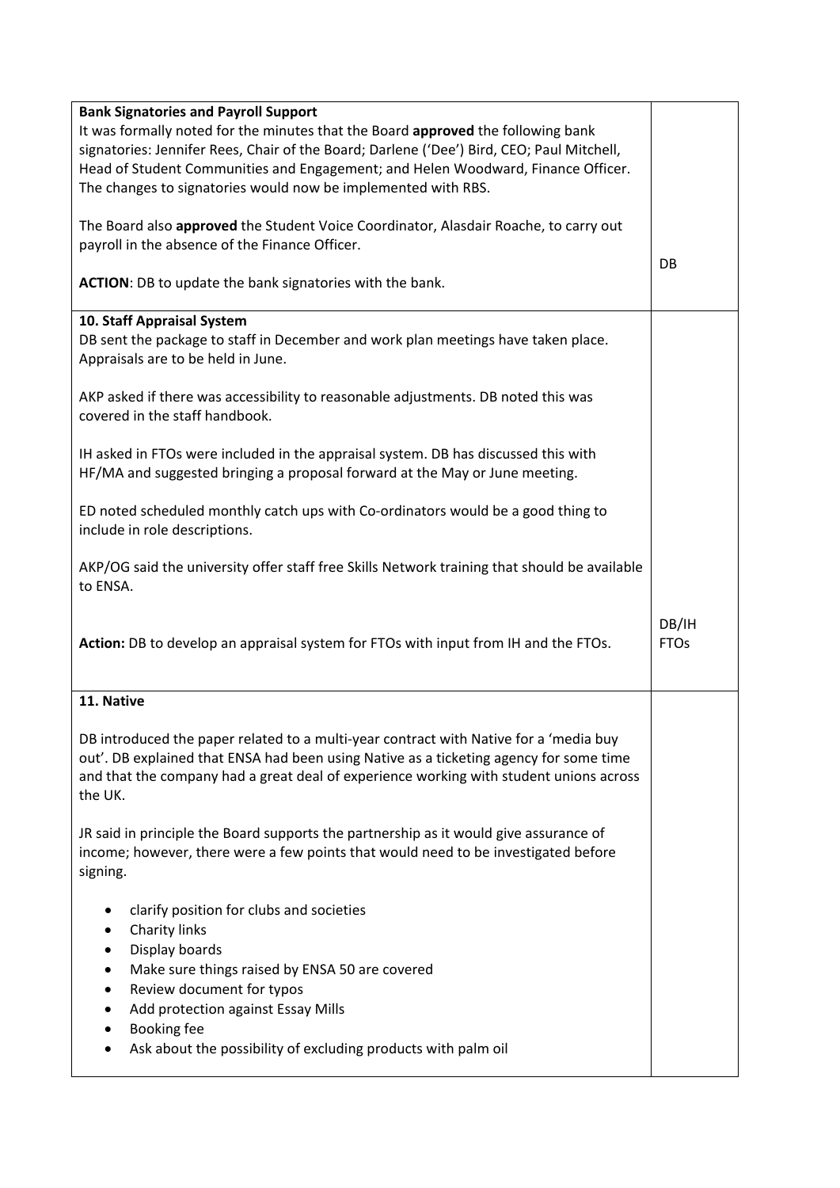| | |
|---|---|
| **Bank Signatories and Payroll Support**<br>It was formally noted for the minutes that the Board **approved** the following bank signatories: Jennifer Rees, Chair of the Board; Darlene ('Dee') Bird, CEO; Paul Mitchell, Head of Student Communities and Engagement; and Helen Woodward, Finance Officer. The changes to signatories would now be implemented with RBS.<br><br>The Board also **approved** the Student Voice Coordinator, Alasdair Roache, to carry out payroll in the absence of the Finance Officer.<br><br>**ACTION**: DB to update the bank signatories with the bank. | DB |
| **10. Staff Appraisal System**<br>DB sent the package to staff in December and work plan meetings have taken place. Appraisals are to be held in June.<br><br>AKP asked if there was accessibility to reasonable adjustments. DB noted this was covered in the staff handbook.<br><br>IH asked in FTOs were included in the appraisal system. DB has discussed this with HF/MA and suggested bringing a proposal forward at the May or June meeting.<br><br>ED noted scheduled monthly catch ups with Co-ordinators would be a good thing to include in role descriptions.<br><br>AKP/OG said the university offer staff free Skills Network training that should be available to ENSA.<br><br>**Action:** DB to develop an appraisal system for FTOs with input from IH and the FTOs. | DB/IH FTOs |
| **11. Native**<br><br>DB introduced the paper related to a multi-year contract with Native for a 'media buy out'. DB explained that ENSA had been using Native as a ticketing agency for some time and that the company had a great deal of experience working with student unions across the UK.<br><br>JR said in principle the Board supports the partnership as it would give assurance of income; however, there were a few points that would need to be investigated before signing.<br><br>• clarify position for clubs and societies<br>• Charity links<br>• Display boards<br>• Make sure things raised by ENSA 50 are covered<br>• Review document for typos<br>• Add protection against Essay Mills<br>• Booking fee<br>• Ask about the possibility of excluding products with palm oil | |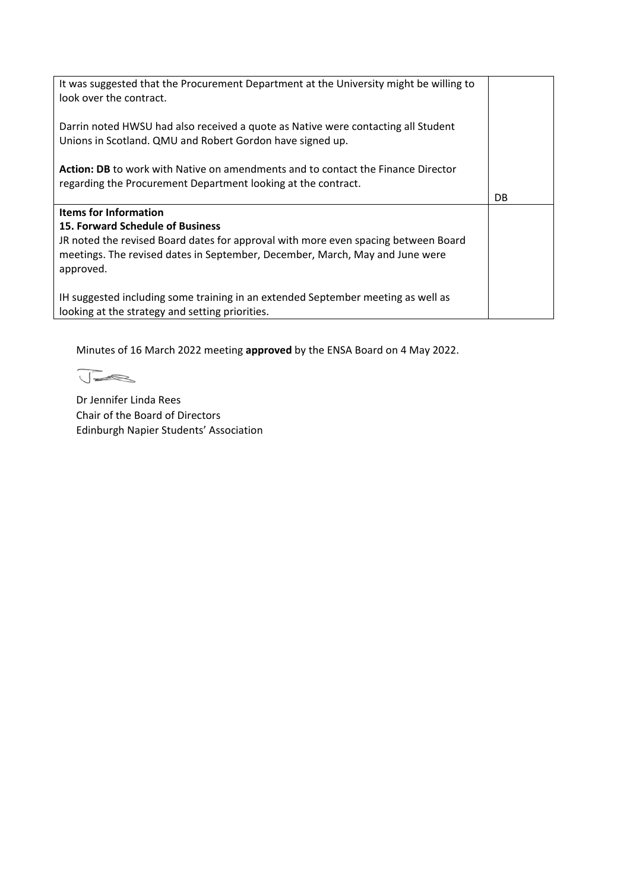| | |
|---|---|
| It was suggested that the Procurement Department at the University might be willing to look over the contract.<br><br>Darrin noted HWSU had also received a quote as Native were contacting all Student Unions in Scotland. QMU and Robert Gordon have signed up.<br><br>**Action: DB** to work with Native on amendments and to contact the Finance Director regarding the Procurement Department looking at the contract. | DB |
| **Items for Information**<br>**15. Forward Schedule of Business**<br>JR noted the revised Board dates for approval with more even spacing between Board meetings. The revised dates in September, December, March, May and June were approved.<br><br>IH suggested including some training in an extended September meeting as well as looking at the strategy and setting priorities. | |

Minutes of 16 March 2022 meeting **approved** by the ENSA Board on 4 May 2022.

Dr Jennifer Linda Rees
Chair of the Board of Directors
Edinburgh Napier Students' Association